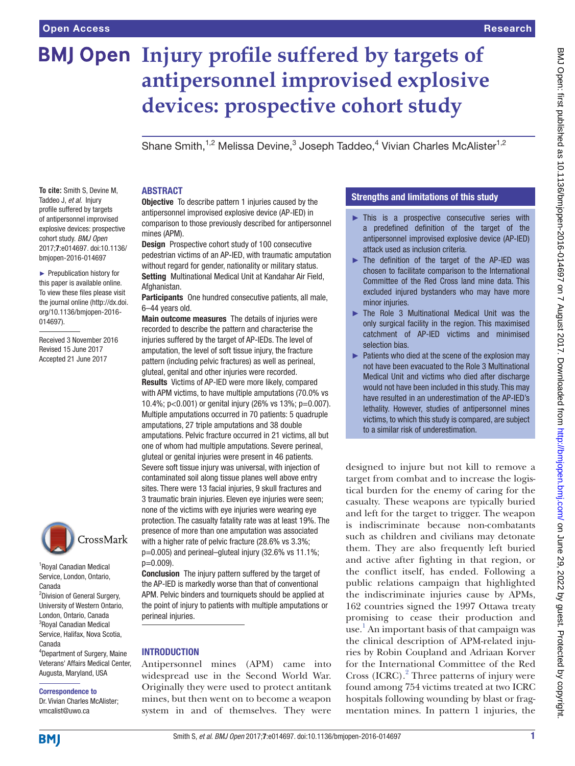# Injury profile suffered by targets of antipersonnel improvised explosive devices: prospective cohort study

Shane Smith,[1,2] Melissa Devine,[3] Joseph Taddeo,[4] Vivian Charles McAlister[1,2]

**To cite:** Smith S, Devine M, Taddeo J, *et al*. Injury profile suffered by targets of antipersonnel improvised explosive devices: prospective cohort study. *BMJ Open* 2017;**7**:e014697. doi:10.1136/bmjopen-2016-014697

► Prepublication history for this paper is available online. To view these files please visit the journal online (http://dx.doi.org/10.1136/bmjopen-2016-014697).

Received 3 November 2016
Revised 15 June 2017
Accepted 21 June 2017

[1]Royal Canadian Medical Service, London, Ontario, Canada
[2]Division of General Surgery, University of Western Ontario, London, Ontario, Canada
[3]Royal Canadian Medical Service, Halifax, Nova Scotia, Canada
[4]Department of Surgery, Maine Veterans' Affairs Medical Center, Augusta, Maryland, USA

**Correspondence to**
Dr. Vivian Charles McAlister; vmcalist@uwo.ca

## ABSTRACT

**Objective** To describe pattern 1 injuries caused by the antipersonnel improvised explosive device (AP-IED) in comparison to those previously described for antipersonnel mines (APM).

**Design** Prospective cohort study of 100 consecutive pedestrian victims of an AP-IED, with traumatic amputation without regard for gender, nationality or military status.

**Setting** Multinational Medical Unit at Kandahar Air Field, Afghanistan.

**Participants** One hundred consecutive patients, all male, 6–44 years old.

**Main outcome measures** The details of injuries were recorded to describe the pattern and characterise the injuries suffered by the target of AP-IEDs. The level of amputation, the level of soft tissue injury, the fracture pattern (including pelvic fractures) as well as perineal, gluteal, genital and other injuries were recorded.

**Results** Victims of AP-IED were more likely, compared with APM victims, to have multiple amputations (70.0% vs 10.4%; p<0.001) or genital injury (26% vs 13%; p=0.007). Multiple amputations occurred in 70 patients: 5 quadruple amputations, 27 triple amputations and 38 double amputations. Pelvic fracture occurred in 21 victims, all but one of whom had multiple amputations. Severe perineal, gluteal or genital injuries were present in 46 patients. Severe soft tissue injury was universal, with injection of contaminated soil along tissue planes well above entry sites. There were 13 facial injuries, 9 skull fractures and 3 traumatic brain injuries. Eleven eye injuries were seen; none of the victims with eye injuries were wearing eye protection. The casualty fatality rate was at least 19%. The presence of more than one amputation was associated with a higher rate of pelvic fracture (28.6% vs 3.3%; p=0.005) and perineal–gluteal injury (32.6% vs 11.1%; p=0.009).

**Conclusion** The injury pattern suffered by the target of the AP-IED is markedly worse than that of conventional APM. Pelvic binders and tourniquets should be applied at the point of injury to patients with multiple amputations or perineal injuries.

## Strengths and limitations of this study

- This is a prospective consecutive series with a predefined definition of the target of the antipersonnel improvised explosive device (AP-IED) attack used as inclusion criteria.
- The definition of the target of the AP-IED was chosen to facilitate comparison to the International Committee of the Red Cross land mine data. This excluded injured bystanders who may have more minor injuries.
- The Role 3 Multinational Medical Unit was the only surgical facility in the region. This maximised catchment of AP-IED victims and minimised selection bias.
- Patients who died at the scene of the explosion may not have been evacuated to the Role 3 Multinational Medical Unit and victims who died after discharge would not have been included in this study. This may have resulted in an underestimation of the AP-IED's lethality. However, studies of antipersonnel mines victims, to which this study is compared, are subject to a similar risk of underestimation.

## INTRODUCTION

Antipersonnel mines (APM) came into widespread use in the Second World War. Originally they were used to protect antitank mines, but then went on to become a weapon system in and of themselves. They were designed to injure but not kill to remove a target from combat and to increase the logistical burden for the enemy of caring for the casualty. These weapons are typically buried and left for the target to trigger. The weapon is indiscriminate because non-combatants such as children and civilians may detonate them. They are also frequently left buried and active after fighting in that region, or the conflict itself, has ended. Following a public relations campaign that highlighted the indiscriminate injuries cause by APMs, 162 countries signed the 1997 Ottawa treaty promising to cease their production and use.[1] An important basis of that campaign was the clinical description of APM-related injuries by Robin Coupland and Adriaan Korver for the International Committee of the Red Cross (ICRC).[2] Three patterns of injury were found among 754 victims treated at two ICRC hospitals following wounding by blast or fragmentation mines. In pattern 1 injuries, the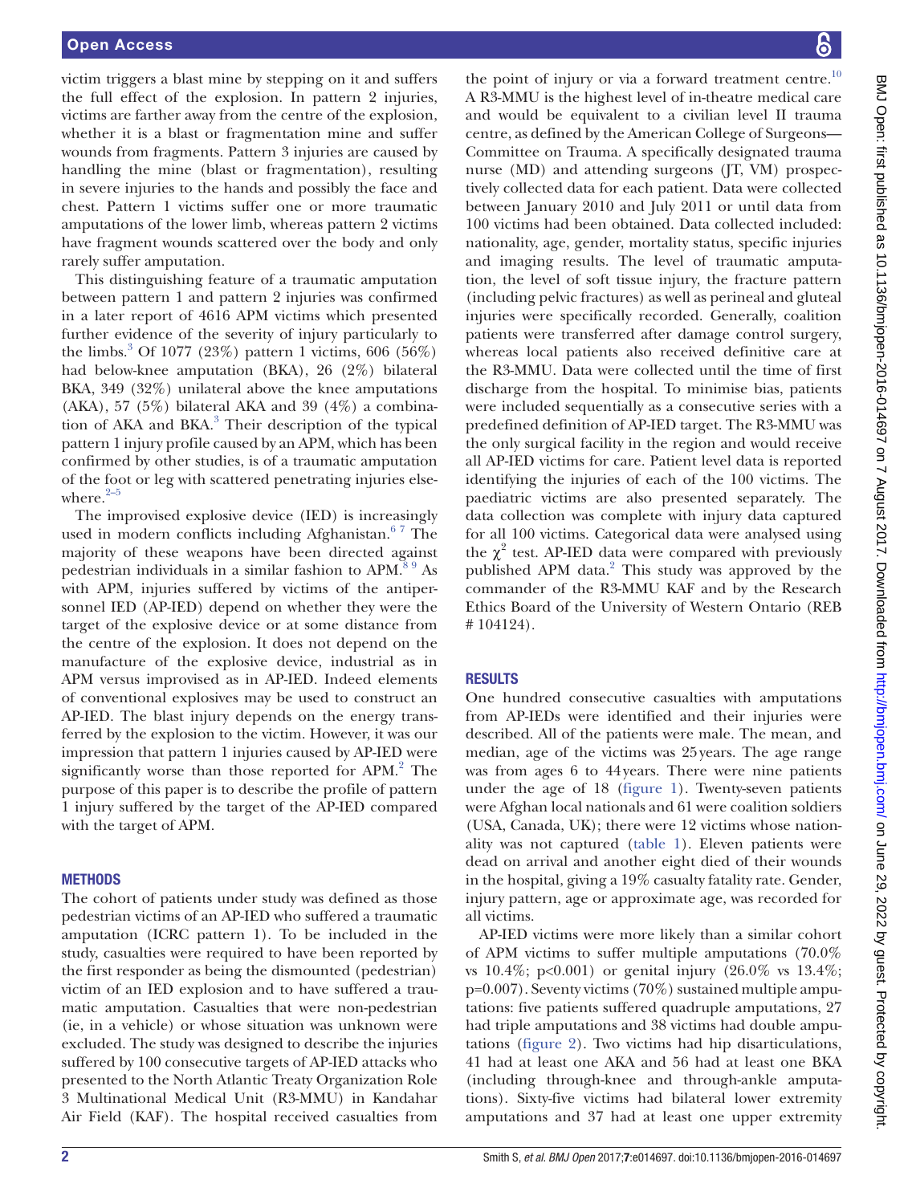victim triggers a blast mine by stepping on it and suffers the full effect of the explosion. In pattern 2 injuries, victims are farther away from the centre of the explosion, whether it is a blast or fragmentation mine and suffer wounds from fragments. Pattern 3 injuries are caused by handling the mine (blast or fragmentation), resulting in severe injuries to the hands and possibly the face and chest. Pattern 1 victims suffer one or more traumatic amputations of the lower limb, whereas pattern 2 victims have fragment wounds scattered over the body and only rarely suffer amputation.

This distinguishing feature of a traumatic amputation between pattern 1 and pattern 2 injuries was confirmed in a later report of 4616 APM victims which presented further evidence of the severity of injury particularly to the limbs.[3] Of 1077 (23%) pattern 1 victims, 606 (56%) had below-knee amputation (BKA), 26 (2%) bilateral BKA, 349 (32%) unilateral above the knee amputations (AKA), 57 (5%) bilateral AKA and 39 (4%) a combination of AKA and BKA.[3] Their description of the typical pattern 1 injury profile caused by an APM, which has been confirmed by other studies, is of a traumatic amputation of the foot or leg with scattered penetrating injuries elsewhere.[2–5]

The improvised explosive device (IED) is increasingly used in modern conflicts including Afghanistan.[6 7] The majority of these weapons have been directed against pedestrian individuals in a similar fashion to APM.[8 9] As with APM, injuries suffered by victims of the antipersonnel IED (AP-IED) depend on whether they were the target of the explosive device or at some distance from the centre of the explosion. It does not depend on the manufacture of the explosive device, industrial as in APM versus improvised as in AP-IED. Indeed elements of conventional explosives may be used to construct an AP-IED. The blast injury depends on the energy transferred by the explosion to the victim. However, it was our impression that pattern 1 injuries caused by AP-IED were significantly worse than those reported for APM.[2] The purpose of this paper is to describe the profile of pattern 1 injury suffered by the target of the AP-IED compared with the target of APM.

## METHODS

The cohort of patients under study was defined as those pedestrian victims of an AP-IED who suffered a traumatic amputation (ICRC pattern 1). To be included in the study, casualties were required to have been reported by the first responder as being the dismounted (pedestrian) victim of an IED explosion and to have suffered a traumatic amputation. Casualties that were non-pedestrian (ie, in a vehicle) or whose situation was unknown were excluded. The study was designed to describe the injuries suffered by 100 consecutive targets of AP-IED attacks who presented to the North Atlantic Treaty Organization Role 3 Multinational Medical Unit (R3-MMU) in Kandahar Air Field (KAF). The hospital received casualties from the point of injury or via a forward treatment centre.[10] A R3-MMU is the highest level of in-theatre medical care and would be equivalent to a civilian level II trauma centre, as defined by the American College of Surgeons—Committee on Trauma. A specifically designated trauma nurse (MD) and attending surgeons (JT, VM) prospectively collected data for each patient. Data were collected between January 2010 and July 2011 or until data from 100 victims had been obtained. Data collected included: nationality, age, gender, mortality status, specific injuries and imaging results. The level of traumatic amputation, the level of soft tissue injury, the fracture pattern (including pelvic fractures) as well as perineal and gluteal injuries were specifically recorded. Generally, coalition patients were transferred after damage control surgery, whereas local patients also received definitive care at the R3-MMU. Data were collected until the time of first discharge from the hospital. To minimise bias, patients were included sequentially as a consecutive series with a predefined definition of AP-IED target. The R3-MMU was the only surgical facility in the region and would receive all AP-IED victims for care. Patient level data is reported identifying the injuries of each of the 100 victims. The paediatric victims are also presented separately. The data collection was complete with injury data captured for all 100 victims. Categorical data were analysed using the $\chi^2$ test. AP-IED data were compared with previously published APM data.[2] This study was approved by the commander of the R3-MMU KAF and by the Research Ethics Board of the University of Western Ontario (REB # 104124).

## RESULTS

One hundred consecutive casualties with amputations from AP-IEDs were identified and their injuries were described. All of the patients were male. The mean, and median, age of the victims was 25 years. The age range was from ages 6 to 44 years. There were nine patients under the age of 18 (figure 1). Twenty-seven patients were Afghan local nationals and 61 were coalition soldiers (USA, Canada, UK); there were 12 victims whose nationality was not captured (table 1). Eleven patients were dead on arrival and another eight died of their wounds in the hospital, giving a 19% casualty fatality rate. Gender, injury pattern, age or approximate age, was recorded for all victims.

AP-IED victims were more likely than a similar cohort of APM victims to suffer multiple amputations (70.0% vs 10.4%; $p<0.001$) or genital injury (26.0% vs 13.4%; $p=0.007$). Seventy victims (70%) sustained multiple amputations: five patients suffered quadruple amputations, 27 had triple amputations and 38 victims had double amputations (figure 2). Two victims had hip disarticulations, 41 had at least one AKA and 56 had at least one BKA (including through-knee and through-ankle amputations). Sixty-five victims had bilateral lower extremity amputations and 37 had at least one upper extremity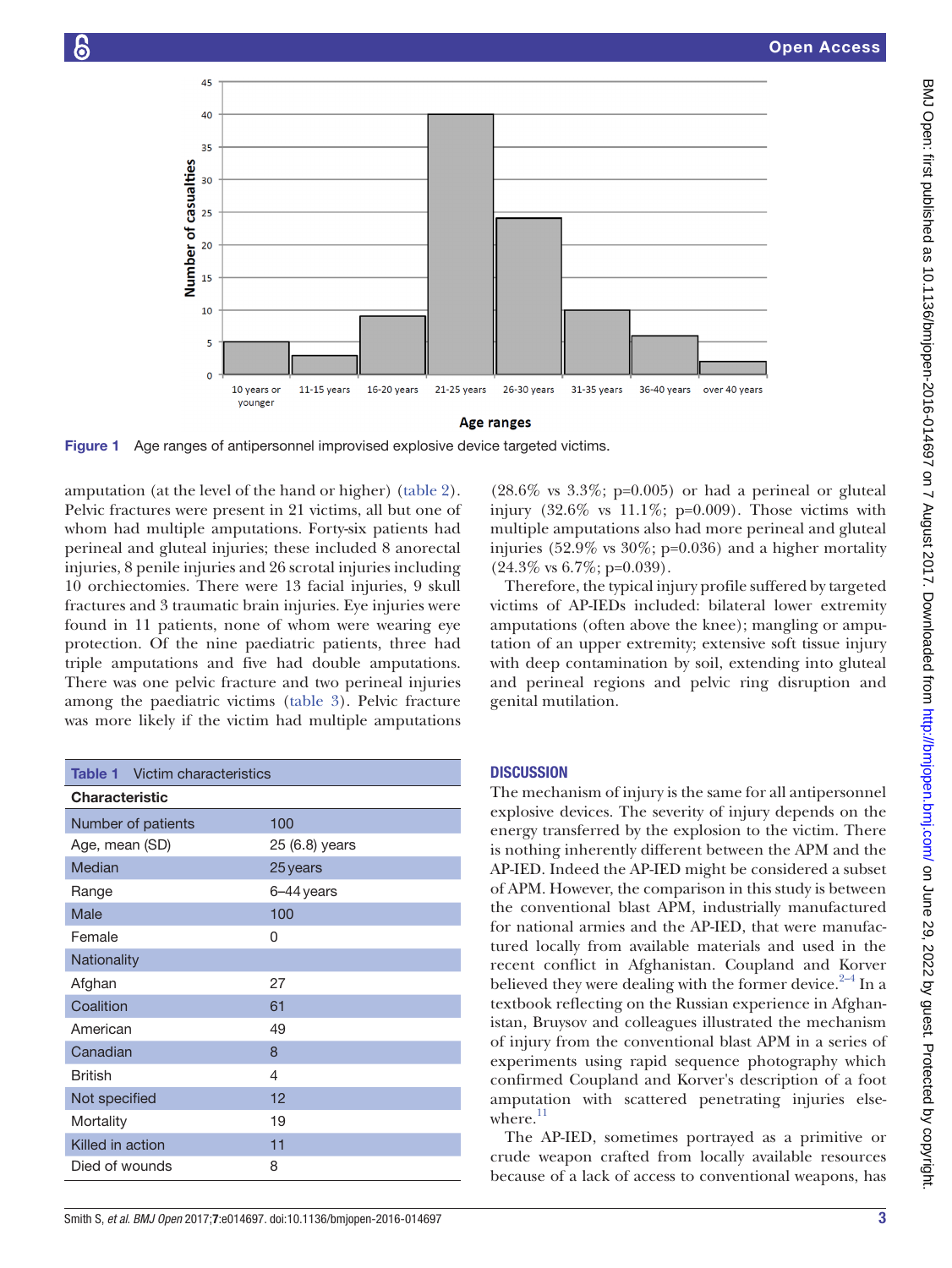Figure 1 Age ranges of antipersonnel improvised explosive device targeted victims.

amputation (at the level of the hand or higher) (table 2). Pelvic fractures were present in 21 victims, all but one of whom had multiple amputations. Forty-six patients had perineal and gluteal injuries; these included 8 anorectal injuries, 8 penile injuries and 26 scrotal injuries including 10 orchiectomies. There were 13 facial injuries, 9 skull fractures and 3 traumatic brain injuries. Eye injuries were found in 11 patients, none of whom were wearing eye protection. Of the nine paediatric patients, three had triple amputations and five had double amputations. There was one pelvic fracture and two perineal injuries among the paediatric victims (table 3). Pelvic fracture was more likely if the victim had multiple amputations (28.6% vs 3.3%; p=0.005) or had a perineal or gluteal injury (32.6% vs 11.1%; p=0.009). Those victims with multiple amputations also had more perineal and gluteal injuries (52.9% vs 30%; p=0.036) and a higher mortality (24.3% vs 6.7%; p=0.039).

Therefore, the typical injury profile suffered by targeted victims of AP-IEDs included: bilateral lower extremity amputations (often above the knee); mangling or amputation of an upper extremity; extensive soft tissue injury with deep contamination by soil, extending into gluteal and perineal regions and pelvic ring disruption and genital mutilation.

**Table 1** Victim characteristics

| Characteristic | |
|---|---|
| Number of patients | 100 |
| Age, mean (SD) | 25 (6.8) years |
| Median | 25 years |
| Range | 6–44 years |
| Male | 100 |
| Female | 0 |
| Nationality | |
| Afghan | 27 |
| Coalition | 61 |
| American | 49 |
| Canadian | 8 |
| British | 4 |
| Not specified | 12 |
| Mortality | 19 |
| Killed in action | 11 |
| Died of wounds | 8 |

## DISCUSSION

The mechanism of injury is the same for all antipersonnel explosive devices. The severity of injury depends on the energy transferred by the explosion to the victim. There is nothing inherently different between the APM and the AP-IED. Indeed the AP-IED might be considered a subset of APM. However, the comparison in this study is between the conventional blast APM, industrially manufactured for national armies and the AP-IED, that were manufactured locally from available materials and used in the recent conflict in Afghanistan. Coupland and Korver believed they were dealing with the former device.[2–4] In a textbook reflecting on the Russian experience in Afghanistan, Bruysov and colleagues illustrated the mechanism of injury from the conventional blast APM in a series of experiments using rapid sequence photography which confirmed Coupland and Korver's description of a foot amputation with scattered penetrating injuries elsewhere.[11]

The AP-IED, sometimes portrayed as a primitive or crude weapon crafted from locally available resources because of a lack of access to conventional weapons, has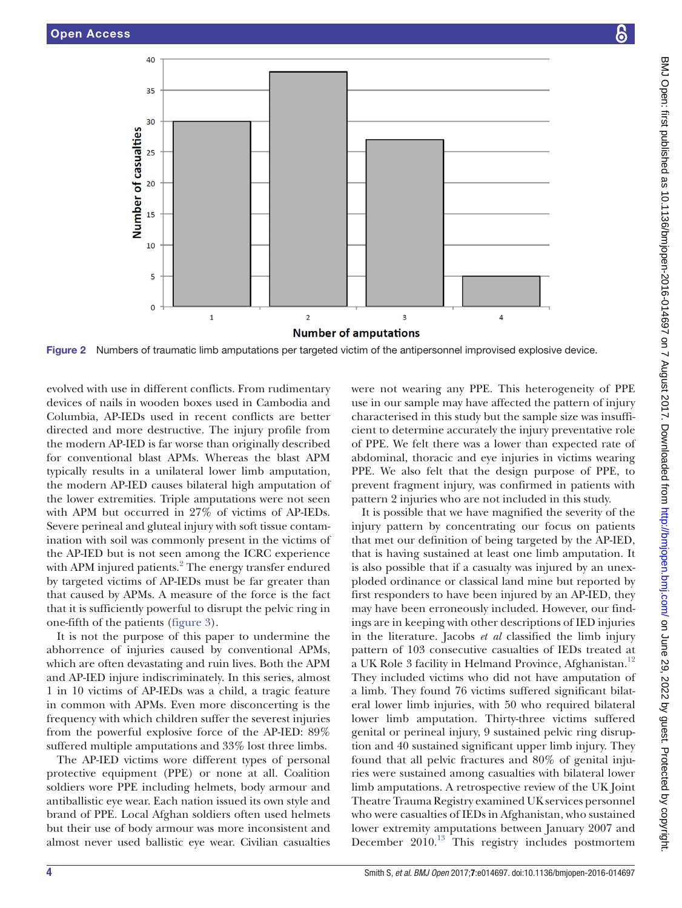Figure 2 Numbers of traumatic limb amputations per targeted victim of the antipersonnel improvised explosive device.

evolved with use in different conflicts. From rudimentary devices of nails in wooden boxes used in Cambodia and Columbia, AP-IEDs used in recent conflicts are better directed and more destructive. The injury profile from the modern AP-IED is far worse than originally described for conventional blast APMs. Whereas the blast APM typically results in a unilateral lower limb amputation, the modern AP-IED causes bilateral high amputation of the lower extremities. Triple amputations were not seen with APM but occurred in 27% of victims of AP-IEDs. Severe perineal and gluteal injury with soft tissue contamination with soil was commonly present in the victims of the AP-IED but is not seen among the ICRC experience with APM injured patients.[2] The energy transfer endured by targeted victims of AP-IEDs must be far greater than that caused by APMs. A measure of the force is the fact that it is sufficiently powerful to disrupt the pelvic ring in one-fifth of the patients (figure 3).

It is not the purpose of this paper to undermine the abhorrence of injuries caused by conventional APMs, which are often devastating and ruin lives. Both the APM and AP-IED injure indiscriminately. In this series, almost 1 in 10 victims of AP-IEDs was a child, a tragic feature in common with APMs. Even more disconcerting is the frequency with which children suffer the severest injuries from the powerful explosive force of the AP-IED: 89% suffered multiple amputations and 33% lost three limbs.

The AP-IED victims wore different types of personal protective equipment (PPE) or none at all. Coalition soldiers wore PPE including helmets, body armour and antiballistic eye wear. Each nation issued its own style and brand of PPE. Local Afghan soldiers often used helmets but their use of body armour was more inconsistent and almost never used ballistic eye wear. Civilian casualties were not wearing any PPE. This heterogeneity of PPE use in our sample may have affected the pattern of injury characterised in this study but the sample size was insufficient to determine accurately the injury preventative role of PPE. We felt there was a lower than expected rate of abdominal, thoracic and eye injuries in victims wearing PPE. We also felt that the design purpose of PPE, to prevent fragment injury, was confirmed in patients with pattern 2 injuries who are not included in this study.

It is possible that we have magnified the severity of the injury pattern by concentrating our focus on patients that met our definition of being targeted by the AP-IED, that is having sustained at least one limb amputation. It is also possible that if a casualty was injured by an unexploded ordinance or classical land mine but reported by first responders to have been injured by an AP-IED, they may have been erroneously included. However, our findings are in keeping with other descriptions of IED injuries in the literature. Jacobs *et al* classified the limb injury pattern of 103 consecutive casualties of IEDs treated at a UK Role 3 facility in Helmand Province, Afghanistan.[12] They included victims who did not have amputation of a limb. They found 76 victims suffered significant bilateral lower limb injuries, with 50 who required bilateral lower limb amputation. Thirty-three victims suffered genital or perineal injury, 9 sustained pelvic ring disruption and 40 sustained significant upper limb injury. They found that all pelvic fractures and 80% of genital injuries were sustained among casualties with bilateral lower limb amputations. A retrospective review of the UK Joint Theatre Trauma Registry examined UK services personnel who were casualties of IEDs in Afghanistan, who sustained lower extremity amputations between January 2007 and December 2010.[13] This registry includes postmortem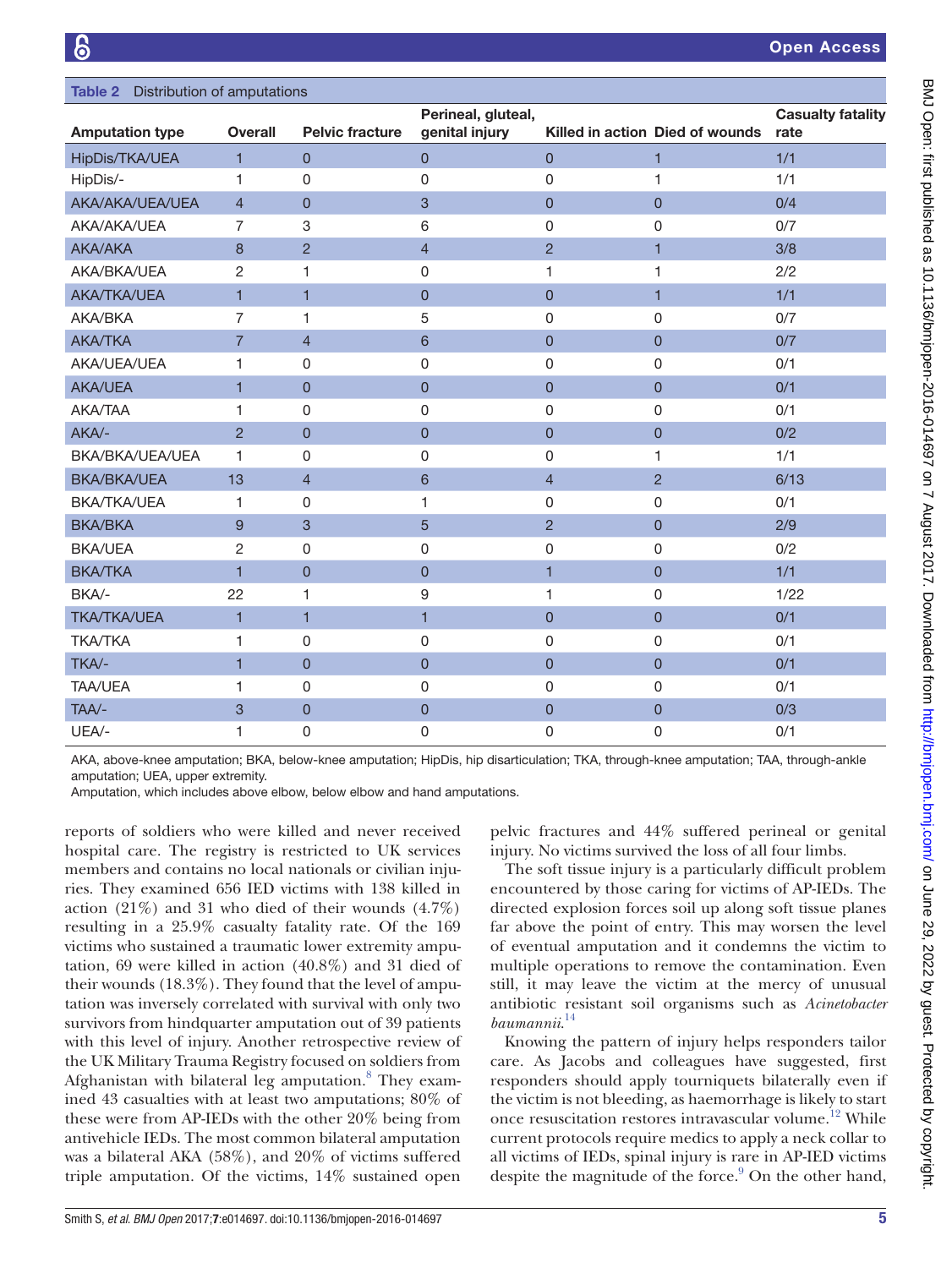**Table 2** Distribution of amputations

| Amputation type | Overall | Pelvic fracture | Perineal, gluteal, genital injury | Killed in action | Died of wounds | Casualty fatality rate |
|---|---|---|---|---|---|---|
| HipDis/TKA/UEA | 1 | 0 | 0 | 0 | 1 | 1/1 |
| HipDis/- | 1 | 0 | 0 | 0 | 1 | 1/1 |
| AKA/AKA/UEA/UEA | 4 | 0 | 3 | 0 | 0 | 0/4 |
| AKA/AKA/UEA | 7 | 3 | 6 | 0 | 0 | 0/7 |
| AKA/AKA | 8 | 2 | 4 | 2 | 1 | 3/8 |
| AKA/BKA/UEA | 2 | 1 | 0 | 1 | 1 | 2/2 |
| AKA/TKA/UEA | 1 | 1 | 0 | 0 | 1 | 1/1 |
| AKA/BKA | 7 | 1 | 5 | 0 | 0 | 0/7 |
| AKA/TKA | 7 | 4 | 6 | 0 | 0 | 0/7 |
| AKA/UEA/UEA | 1 | 0 | 0 | 0 | 0 | 0/1 |
| AKA/UEA | 1 | 0 | 0 | 0 | 0 | 0/1 |
| AKA/TAA | 1 | 0 | 0 | 0 | 0 | 0/1 |
| AKA/- | 2 | 0 | 0 | 0 | 0 | 0/2 |
| BKA/BKA/UEA/UEA | 1 | 0 | 0 | 0 | 1 | 1/1 |
| BKA/BKA/UEA | 13 | 4 | 6 | 4 | 2 | 6/13 |
| BKA/TKA/UEA | 1 | 0 | 1 | 0 | 0 | 0/1 |
| BKA/BKA | 9 | 3 | 5 | 2 | 0 | 2/9 |
| BKA/UEA | 2 | 0 | 0 | 0 | 0 | 0/2 |
| BKA/TKA | 1 | 0 | 0 | 1 | 0 | 1/1 |
| BKA/- | 22 | 1 | 9 | 1 | 0 | 1/22 |
| TKA/TKA/UEA | 1 | 1 | 1 | 0 | 0 | 0/1 |
| TKA/TKA | 1 | 0 | 0 | 0 | 0 | 0/1 |
| TKA/- | 1 | 0 | 0 | 0 | 0 | 0/1 |
| TAA/UEA | 1 | 0 | 0 | 0 | 0 | 0/1 |
| TAA/- | 3 | 0 | 0 | 0 | 0 | 0/3 |
| UEA/- | 1 | 0 | 0 | 0 | 0 | 0/1 |

AKA, above-knee amputation; BKA, below-knee amputation; HipDis, hip disarticulation; TKA, through-knee amputation; TAA, through-ankle amputation; UEA, upper extremity.
Amputation, which includes above elbow, below elbow and hand amputations.

reports of soldiers who were killed and never received hospital care. The registry is restricted to UK services members and contains no local nationals or civilian injuries. They examined 656 IED victims with 138 killed in action (21%) and 31 who died of their wounds (4.7%) resulting in a 25.9% casualty fatality rate. Of the 169 victims who sustained a traumatic lower extremity amputation, 69 were killed in action (40.8%) and 31 died of their wounds (18.3%). They found that the level of amputation was inversely correlated with survival with only two survivors from hindquarter amputation out of 39 patients with this level of injury. Another retrospective review of the UK Military Trauma Registry focused on soldiers from Afghanistan with bilateral leg amputation.[8] They examined 43 casualties with at least two amputations; 80% of these were from AP-IEDs with the other 20% being from antivehicle IEDs. The most common bilateral amputation was a bilateral AKA (58%), and 20% of victims suffered triple amputation. Of the victims, 14% sustained open pelvic fractures and 44% suffered perineal or genital injury. No victims survived the loss of all four limbs.

The soft tissue injury is a particularly difficult problem encountered by those caring for victims of AP-IEDs. The directed explosion forces soil up along soft tissue planes far above the point of entry. This may worsen the level of eventual amputation and it condemns the victim to multiple operations to remove the contamination. Even still, it may leave the victim at the mercy of unusual antibiotic resistant soil organisms such as *Acinetobacter baumannii*.[14]

Knowing the pattern of injury helps responders tailor care. As Jacobs and colleagues have suggested, first responders should apply tourniquets bilaterally even if the victim is not bleeding, as haemorrhage is likely to start once resuscitation restores intravascular volume.[12] While current protocols require medics to apply a neck collar to all victims of IEDs, spinal injury is rare in AP-IED victims despite the magnitude of the force.[9] On the other hand,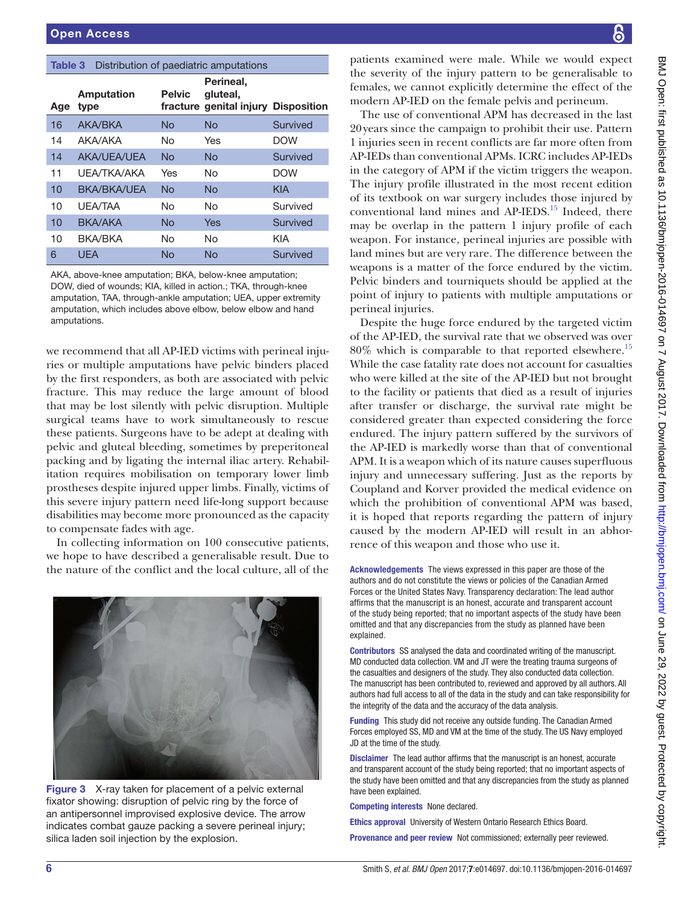**Table 3** Distribution of paediatric amputations

| Age | Amputation type | Pelvic fracture | Perineal, gluteal, genital injury | Disposition |
|---|---|---|---|---|
| 16 | AKA/BKA | No | No | Survived |
| 14 | AKA/AKA | No | Yes | DOW |
| 14 | AKA/UEA/UEA | No | No | Survived |
| 11 | UEA/TKA/AKA | Yes | No | DOW |
| 10 | BKA/BKA/UEA | No | No | KIA |
| 10 | UEA/TAA | No | No | Survived |
| 10 | BKA/AKA | No | Yes | Survived |
| 10 | BKA/BKA | No | No | KIA |
| 6 | UEA | No | No | Survived |

AKA, above-knee amputation; BKA, below-knee amputation; DOW, died of wounds; KIA, killed in action.; TKA, through-knee amputation, TAA, through-ankle amputation; UEA, upper extremity amputation, which includes above elbow, below elbow and hand amputations.

we recommend that all AP-IED victims with perineal injuries or multiple amputations have pelvic binders placed by the first responders, as both are associated with pelvic fracture. This may reduce the large amount of blood that may be lost silently with pelvic disruption. Multiple surgical teams have to work simultaneously to rescue these patients. Surgeons have to be adept at dealing with pelvic and gluteal bleeding, sometimes by preperitoneal packing and by ligating the internal iliac artery. Rehabilitation requires mobilisation on temporary lower limb prostheses despite injured upper limbs. Finally, victims of this severe injury pattern need life-long support because disabilities may become more pronounced as the capacity to compensate fades with age.

In collecting information on 100 consecutive patients, we hope to have described a generalisable result. Due to the nature of the conflict and the local culture, all of the patients examined were male. While we would expect the severity of the injury pattern to be generalisable to females, we cannot explicitly determine the effect of the modern AP-IED on the female pelvis and perineum.

Figure 3 X-ray taken for placement of a pelvic external fixator showing: disruption of pelvic ring by the force of an antipersonnel improvised explosive device. The arrow indicates combat gauze packing a severe perineal injury; silica laden soil injection by the explosion.

The use of conventional APM has decreased in the last 20 years since the campaign to prohibit their use. Pattern 1 injuries seen in recent conflicts are far more often from AP-IEDs than conventional APMs. ICRC includes AP-IEDs in the category of APM if the victim triggers the weapon. The injury profile illustrated in the most recent edition of its textbook on war surgery includes those injured by conventional land mines and AP-IEDS.[15] Indeed, there may be overlap in the pattern 1 injury profile of each weapon. For instance, perineal injuries are possible with land mines but are very rare. The difference between the weapons is a matter of the force endured by the victim. Pelvic binders and tourniquets should be applied at the point of injury to patients with multiple amputations or perineal injuries.

Despite the huge force endured by the targeted victim of the AP-IED, the survival rate that we observed was over 80% which is comparable to that reported elsewhere.[15] While the case fatality rate does not account for casualties who were killed at the site of the AP-IED but not brought to the facility or patients that died as a result of injuries after transfer or discharge, the survival rate might be considered greater than expected considering the force endured. The injury pattern suffered by the survivors of the AP-IED is markedly worse than that of conventional APM. It is a weapon which of its nature causes superfluous injury and unnecessary suffering. Just as the reports by Coupland and Korver provided the medical evidence on which the prohibition of conventional APM was based, it is hoped that reports regarding the pattern of injury caused by the modern AP-IED will result in an abhorrence of this weapon and those who use it.

**Acknowledgements** The views expressed in this paper are those of the authors and do not constitute the views or policies of the Canadian Armed Forces or the United States Navy. Transparency declaration: The lead author affirms that the manuscript is an honest, accurate and transparent account of the study being reported; that no important aspects of the study have been omitted and that any discrepancies from the study as planned have been explained.

**Contributors** SS analysed the data and coordinated writing of the manuscript. MD conducted data collection. VM and JT were the treating trauma surgeons of the casualties and designers of the study. They also conducted data collection. The manuscript has been contributed to, reviewed and approved by all authors. All authors had full access to all of the data in the study and can take responsibility for the integrity of the data and the accuracy of the data analysis.

**Funding** This study did not receive any outside funding. The Canadian Armed Forces employed SS, MD and VM at the time of the study. The US Navy employed JD at the time of the study.

**Disclaimer** The lead author affirms that the manuscript is an honest, accurate and transparent account of the study being reported; that no important aspects of the study have been omitted and that any discrepancies from the study as planned have been explained.

**Competing interests** None declared.

**Ethics approval** University of Western Ontario Research Ethics Board.

**Provenance and peer review** Not commissioned; externally peer reviewed.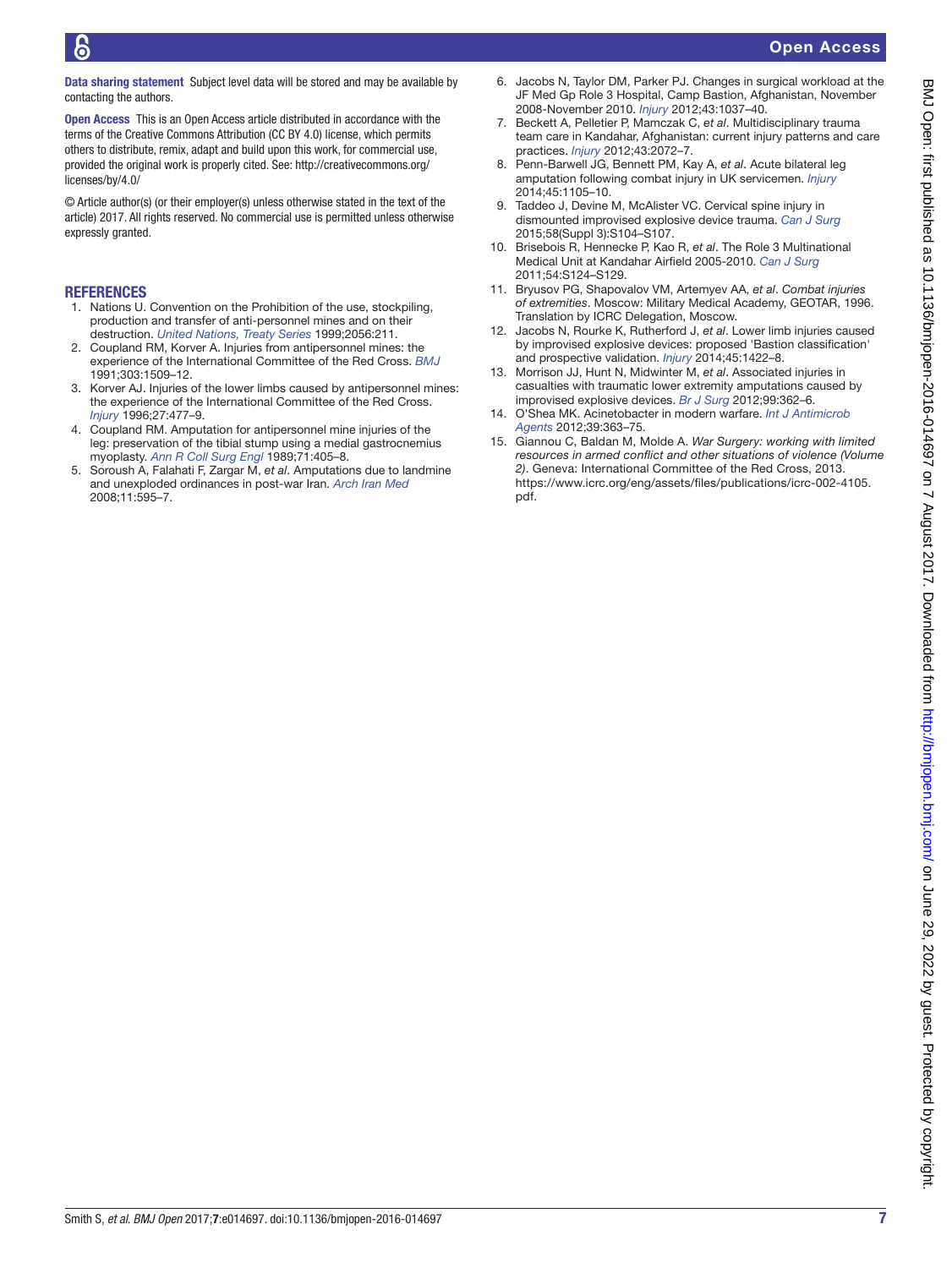**Data sharing statement** Subject level data will be stored and may be available by contacting the authors.

**Open Access** This is an Open Access article distributed in accordance with the terms of the Creative Commons Attribution (CC BY 4.0) license, which permits others to distribute, remix, adapt and build upon this work, for commercial use, provided the original work is properly cited. See: http://creativecommons.org/licenses/by/4.0/

© Article author(s) (or their employer(s) unless otherwise stated in the text of the article) 2017. All rights reserved. No commercial use is permitted unless otherwise expressly granted.

## REFERENCES

1. Nations U. Convention on the Prohibition of the use, stockpiling, production and transfer of anti-personnel mines and on their destruction. *United Nations, Treaty Series* 1999;2056:211.
2. Coupland RM, Korver A. Injuries from antipersonnel mines: the experience of the International Committee of the Red Cross. *BMJ* 1991;303:1509–12.
3. Korver AJ. Injuries of the lower limbs caused by antipersonnel mines: the experience of the International Committee of the Red Cross. *Injury* 1996;27:477–9.
4. Coupland RM. Amputation for antipersonnel mine injuries of the leg: preservation of the tibial stump using a medial gastrocnemius myoplasty. *Ann R Coll Surg Engl* 1989;71:405–8.
5. Soroush A, Falahati F, Zargar M, *et al*. Amputations due to landmine and unexploded ordinances in post-war Iran. *Arch Iran Med* 2008;11:595–7.
6. Jacobs N, Taylor DM, Parker PJ. Changes in surgical workload at the JF Med Gp Role 3 Hospital, Camp Bastion, Afghanistan, November 2008-November 2010. *Injury* 2012;43:1037–40.
7. Beckett A, Pelletier P, Mamczak C, *et al*. Multidisciplinary trauma team care in Kandahar, Afghanistan: current injury patterns and care practices. *Injury* 2012;43:2072–7.
8. Penn-Barwell JG, Bennett PM, Kay A, *et al*. Acute bilateral leg amputation following combat injury in UK servicemen. *Injury* 2014;45:1105–10.
9. Taddeo J, Devine M, McAlister VC. Cervical spine injury in dismounted improvised explosive device trauma. *Can J Surg* 2015;58(Suppl 3):S104–S107.
10. Brisebois R, Hennecke P, Kao R, *et al*. The Role 3 Multinational Medical Unit at Kandahar Airfield 2005-2010. *Can J Surg* 2011;54:S124–S129.
11. Bryusov PG, Shapovalov VM, Artemyev AA, *et al*. *Combat injuries of extremities*. Moscow: Military Medical Academy, GEOTAR, 1996. Translation by ICRC Delegation, Moscow.
12. Jacobs N, Rourke K, Rutherford J, *et al*. Lower limb injuries caused by improvised explosive devices: proposed 'Bastion classification' and prospective validation. *Injury* 2014;45:1422–8.
13. Morrison JJ, Hunt N, Midwinter M, *et al*. Associated injuries in casualties with traumatic lower extremity amputations caused by improvised explosive devices. *Br J Surg* 2012;99:362–6.
14. O'Shea MK. Acinetobacter in modern warfare. *Int J Antimicrob Agents* 2012;39:363–75.
15. Giannou C, Baldan M, Molde A. *War Surgery: working with limited resources in armed conflict and other situations of violence (Volume 2)*. Geneva: International Committee of the Red Cross, 2013. https://www.icrc.org/eng/assets/files/publications/icrc-002-4105.pdf.